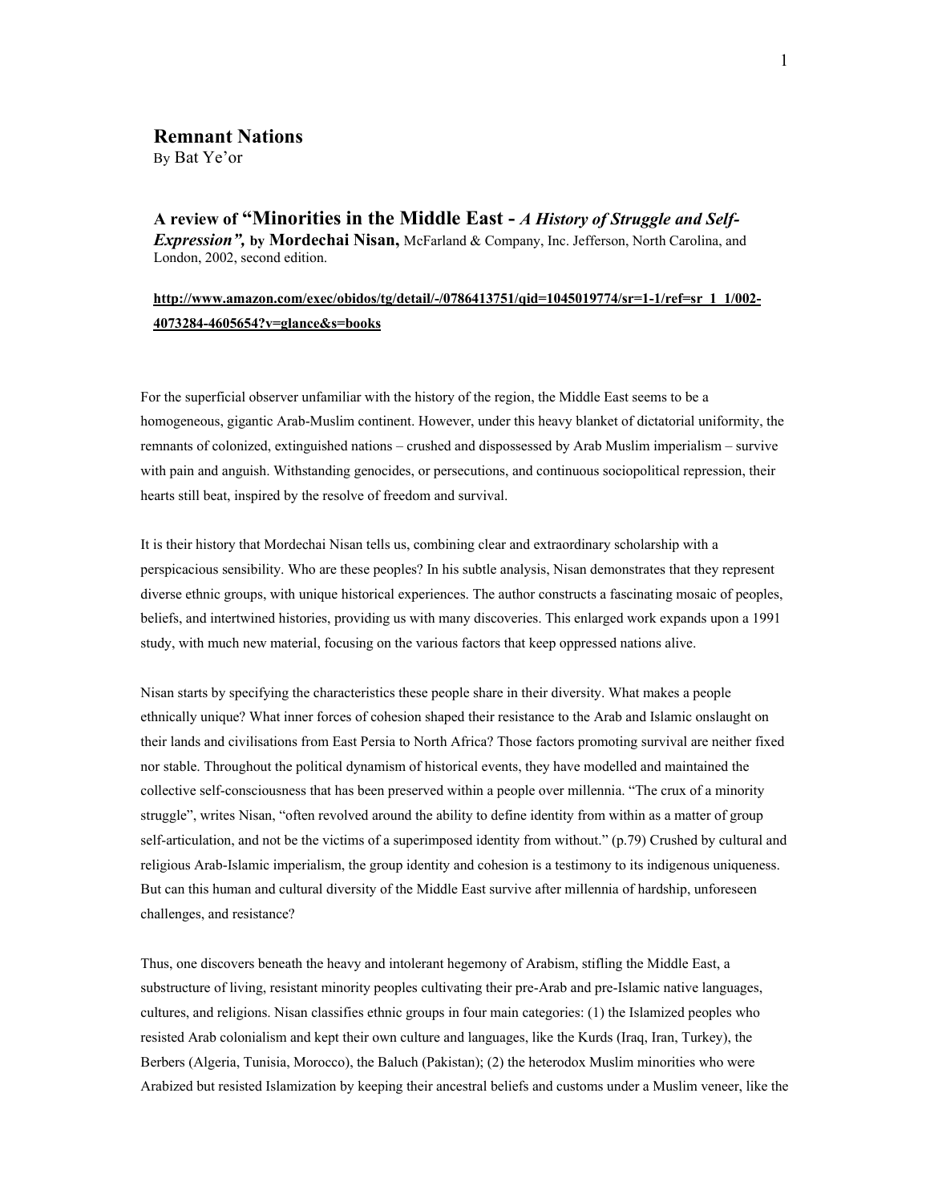# Remnant Nations

By Bat Ye'or

## A review of "Minorities in the Middle East - *A History of Struggle and Self-Expression",* by Mordechai Nisan, McFarland & Company, Inc. Jefferson, North Carolina, and London, 2002, second edition.

**http://www.amazon.com/exec/obidos/tg/detail/-/0786413751/qid=1045019774/sr=1-1/ref=sr_1_1/002-4073284-4605654?v=glance&s=books**

For the superficial observer unfamiliar with the history of the region, the Middle East seems to be a homogeneous, gigantic Arab-Muslim continent. However, under this heavy blanket of dictatorial uniformity, the remnants of colonized, extinguished nations – crushed and dispossessed by Arab Muslim imperialism – survive with pain and anguish. Withstanding genocides, or persecutions, and continuous sociopolitical repression, their hearts still beat, inspired by the resolve of freedom and survival.

It is their history that Mordechai Nisan tells us, combining clear and extraordinary scholarship with a perspicacious sensibility. Who are these peoples? In his subtle analysis, Nisan demonstrates that they represent diverse ethnic groups, with unique historical experiences. The author constructs a fascinating mosaic of peoples, beliefs, and intertwined histories, providing us with many discoveries. This enlarged work expands upon a 1991 study, with much new material, focusing on the various factors that keep oppressed nations alive.

Nisan starts by specifying the characteristics these people share in their diversity. What makes a people ethnically unique? What inner forces of cohesion shaped their resistance to the Arab and Islamic onslaught on their lands and civilisations from East Persia to North Africa? Those factors promoting survival are neither fixed nor stable. Throughout the political dynamism of historical events, they have modelled and maintained the collective self-consciousness that has been preserved within a people over millennia. "The crux of a minority struggle", writes Nisan, "often revolved around the ability to define identity from within as a matter of group self-articulation, and not be the victims of a superimposed identity from without." (p.79) Crushed by cultural and religious Arab-Islamic imperialism, the group identity and cohesion is a testimony to its indigenous uniqueness. But can this human and cultural diversity of the Middle East survive after millennia of hardship, unforeseen challenges, and resistance?

Thus, one discovers beneath the heavy and intolerant hegemony of Arabism, stifling the Middle East, a substructure of living, resistant minority peoples cultivating their pre-Arab and pre-Islamic native languages, cultures, and religions. Nisan classifies ethnic groups in four main categories: (1) the Islamized peoples who resisted Arab colonialism and kept their own culture and languages, like the Kurds (Iraq, Iran, Turkey), the Berbers (Algeria, Tunisia, Morocco), the Baluch (Pakistan); (2) the heterodox Muslim minorities who were Arabized but resisted Islamization by keeping their ancestral beliefs and customs under a Muslim veneer, like the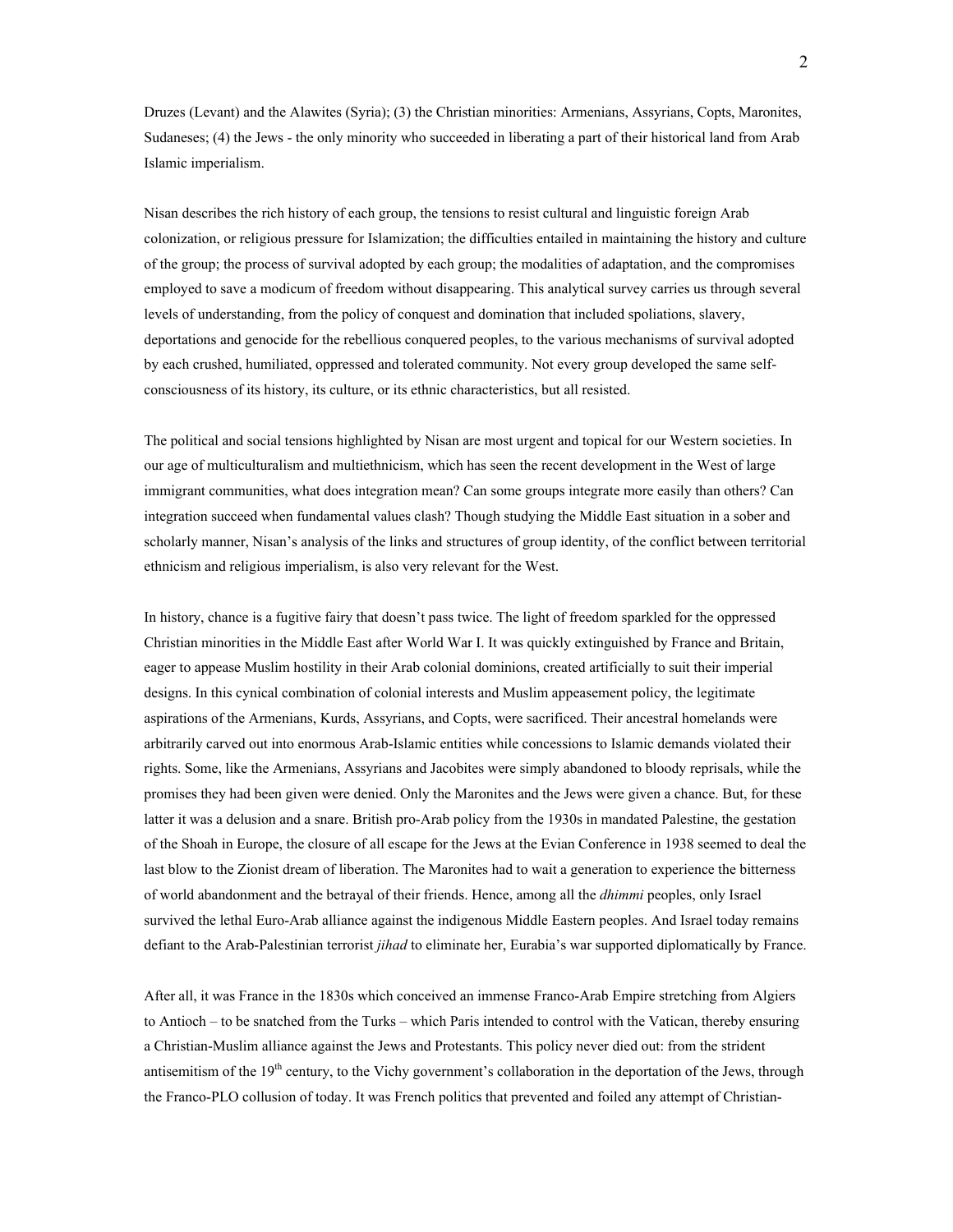Druzes (Levant) and the Alawites (Syria); (3) the Christian minorities: Armenians, Assyrians, Copts, Maronites, Sudaneses; (4) the Jews - the only minority who succeeded in liberating a part of their historical land from Arab Islamic imperialism.

Nisan describes the rich history of each group, the tensions to resist cultural and linguistic foreign Arab colonization, or religious pressure for Islamization; the difficulties entailed in maintaining the history and culture of the group; the process of survival adopted by each group; the modalities of adaptation, and the compromises employed to save a modicum of freedom without disappearing. This analytical survey carries us through several levels of understanding, from the policy of conquest and domination that included spoliations, slavery, deportations and genocide for the rebellious conquered peoples, to the various mechanisms of survival adopted by each crushed, humiliated, oppressed and tolerated community. Not every group developed the same self-consciousness of its history, its culture, or its ethnic characteristics, but all resisted.

The political and social tensions highlighted by Nisan are most urgent and topical for our Western societies. In our age of multiculturalism and multiethnicism, which has seen the recent development in the West of large immigrant communities, what does integration mean? Can some groups integrate more easily than others? Can integration succeed when fundamental values clash? Though studying the Middle East situation in a sober and scholarly manner, Nisan's analysis of the links and structures of group identity, of the conflict between territorial ethnicism and religious imperialism, is also very relevant for the West.

In history, chance is a fugitive fairy that doesn't pass twice. The light of freedom sparkled for the oppressed Christian minorities in the Middle East after World War I. It was quickly extinguished by France and Britain, eager to appease Muslim hostility in their Arab colonial dominions, created artificially to suit their imperial designs. In this cynical combination of colonial interests and Muslim appeasement policy, the legitimate aspirations of the Armenians, Kurds, Assyrians, and Copts, were sacrificed. Their ancestral homelands were arbitrarily carved out into enormous Arab-Islamic entities while concessions to Islamic demands violated their rights. Some, like the Armenians, Assyrians and Jacobites were simply abandoned to bloody reprisals, while the promises they had been given were denied. Only the Maronites and the Jews were given a chance. But, for these latter it was a delusion and a snare. British pro-Arab policy from the 1930s in mandated Palestine, the gestation of the Shoah in Europe, the closure of all escape for the Jews at the Evian Conference in 1938 seemed to deal the last blow to the Zionist dream of liberation. The Maronites had to wait a generation to experience the bitterness of world abandonment and the betrayal of their friends. Hence, among all the *dhimmi* peoples, only Israel survived the lethal Euro-Arab alliance against the indigenous Middle Eastern peoples. And Israel today remains defiant to the Arab-Palestinian terrorist *jihad* to eliminate her, Eurabia's war supported diplomatically by France.

After all, it was France in the 1830s which conceived an immense Franco-Arab Empire stretching from Algiers to Antioch – to be snatched from the Turks – which Paris intended to control with the Vatican, thereby ensuring a Christian-Muslim alliance against the Jews and Protestants. This policy never died out: from the strident antisemitism of the 19th century, to the Vichy government's collaboration in the deportation of the Jews, through the Franco-PLO collusion of today. It was French politics that prevented and foiled any attempt of Christian-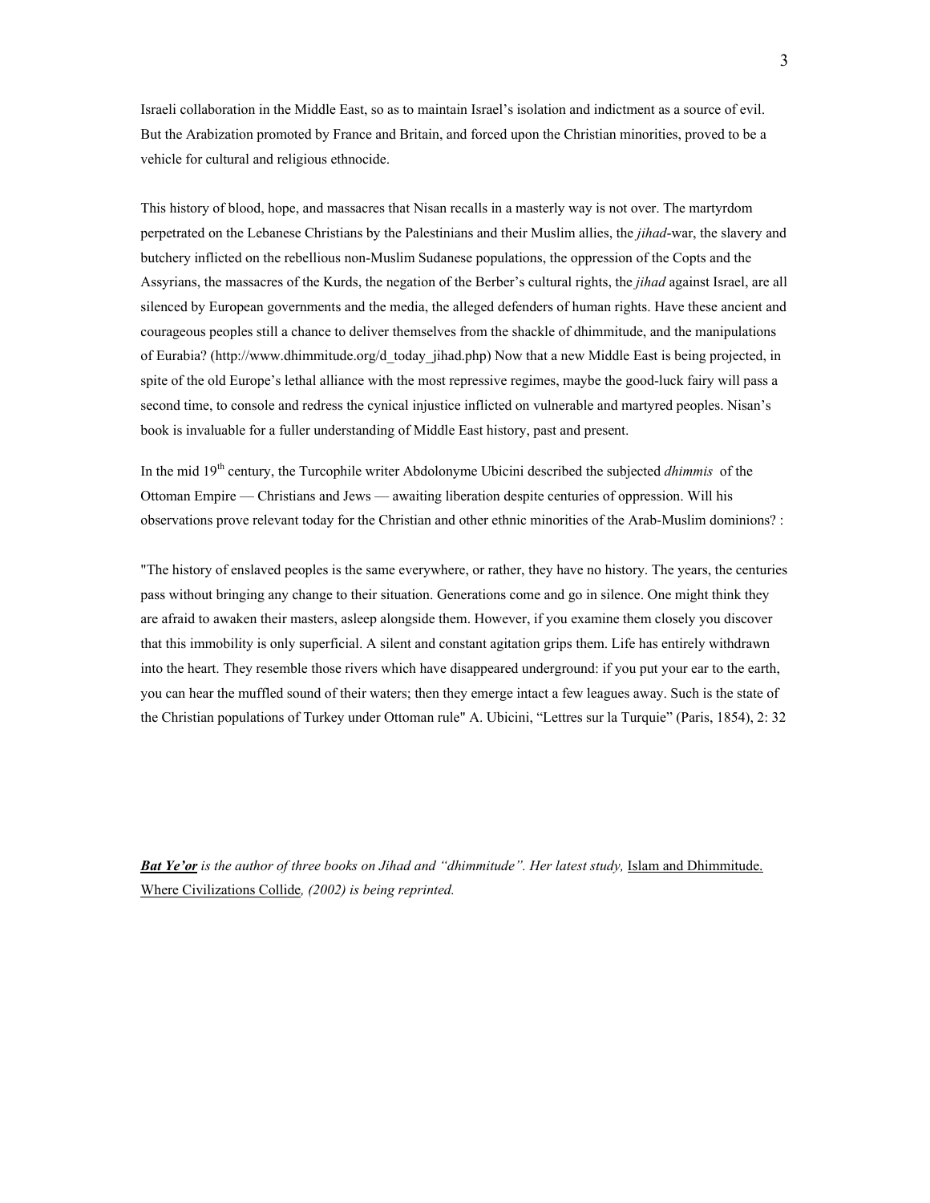Israeli collaboration in the Middle East, so as to maintain Israel's isolation and indictment as a source of evil. But the Arabization promoted by France and Britain, and forced upon the Christian minorities, proved to be a vehicle for cultural and religious ethnocide.

This history of blood, hope, and massacres that Nisan recalls in a masterly way is not over. The martyrdom perpetrated on the Lebanese Christians by the Palestinians and their Muslim allies, the *jihad*-war, the slavery and butchery inflicted on the rebellious non-Muslim Sudanese populations, the oppression of the Copts and the Assyrians, the massacres of the Kurds, the negation of the Berber's cultural rights, the *jihad* against Israel, are all silenced by European governments and the media, the alleged defenders of human rights. Have these ancient and courageous peoples still a chance to deliver themselves from the shackle of dhimmitude, and the manipulations of Eurabia? (http://www.dhimmitude.org/d_today_jihad.php) Now that a new Middle East is being projected, in spite of the old Europe's lethal alliance with the most repressive regimes, maybe the good-luck fairy will pass a second time, to console and redress the cynical injustice inflicted on vulnerable and martyred peoples. Nisan's book is invaluable for a fuller understanding of Middle East history, past and present.

In the mid 19th century, the Turcophile writer Abdolonyme Ubicini described the subjected *dhimmis* of the Ottoman Empire — Christians and Jews — awaiting liberation despite centuries of oppression. Will his observations prove relevant today for the Christian and other ethnic minorities of the Arab-Muslim dominions? :

"The history of enslaved peoples is the same everywhere, or rather, they have no history. The years, the centuries pass without bringing any change to their situation. Generations come and go in silence. One might think they are afraid to awaken their masters, asleep alongside them. However, if you examine them closely you discover that this immobility is only superficial. A silent and constant agitation grips them. Life has entirely withdrawn into the heart. They resemble those rivers which have disappeared underground: if you put your ear to the earth, you can hear the muffled sound of their waters; then they emerge intact a few leagues away. Such is the state of the Christian populations of Turkey under Ottoman rule" A. Ubicini, "Lettres sur la Turquie" (Paris, 1854), 2: 32

***Bat Ye'or*** *is the author of three books on Jihad and "dhimmitude". Her latest study,* Islam and Dhimmitude. Where Civilizations Collide*, (2002) is being reprinted.*